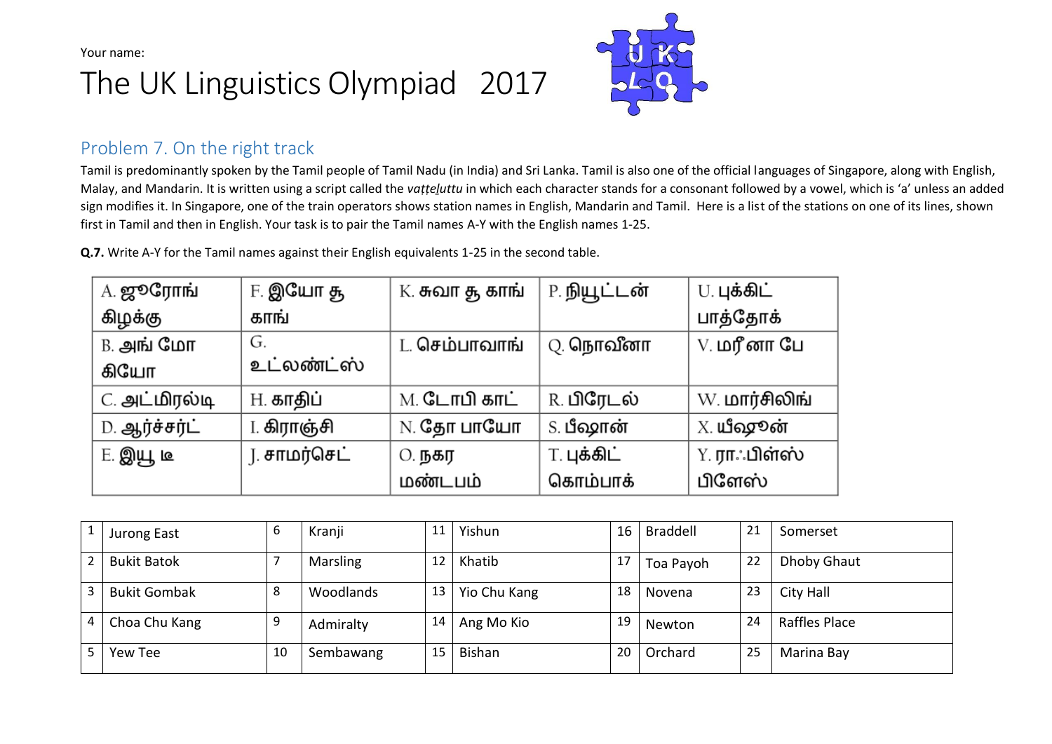Your name:

# The UK Linguistics Olympiad 2017

## Problem 7. On the right track

Tamil is predominantly spoken by the Tamil people of Tamil Nadu (in India) and Sri Lanka. Tamil is also one of the official languages of Singapore, along with English, Malay, and Mandarin. It is written using a script called the *vaṭṭeḻuttu* in which each character stands for a consonant followed by a vowel, which is 'a' unless an added sign modifies it. In Singapore, one of the train operators shows station names in English, Mandarin and Tamil. Here is a list of the stations on one of its lines, shown first in Tamil and then in English. Your task is to pair the Tamil names A-Y with the English names 1-25.

**Q.7.** Write A-Y for the Tamil names against their English equivalents 1-25 in the second table.

| | | | | |
|---|---|---|---|---|
| A. ஜூரோங் கிழக்கு | F. இயோ சூ காங் | K. சுவா சூ காங் | P. நியூட்டன் | U. புக்கிட் பாத்தோக் |
| B. அங் மோ கியோ | G. உட்லண்ட்ஸ் | L. செம்பாவாங் | Q. நொவீனா | V. மரீனா பே |
| C. அட்மிரல்டி | H. காதிப் | M. டோபி காட் | R. பிரேடல் | W. மார்சிலிங் |
| D. ஆர்ச்சர்ட் | I. கிராஞ்சி | N. தோ பாயோ | S. பீஷான் | X. யீஷூன் |
| E. இயூ டீ | J. சாமர்செட் | O. நகர மண்டபம் | T. புக்கிட் கொம்பாக் | Y. ராஃபிள்ஸ் பிளேஸ் |

| | | | | | | | | | |
|---|---|---|---|---|---|---|---|---|---|
| 1 | Jurong East | 6 | Kranji | 11 | Yishun | 16 | Braddell | 21 | Somerset |
| 2 | Bukit Batok | 7 | Marsling | 12 | Khatib | 17 | Toa Payoh | 22 | Dhoby Ghaut |
| 3 | Bukit Gombak | 8 | Woodlands | 13 | Yio Chu Kang | 18 | Novena | 23 | City Hall |
| 4 | Choa Chu Kang | 9 | Admiralty | 14 | Ang Mo Kio | 19 | Newton | 24 | Raffles Place |
| 5 | Yew Tee | 10 | Sembawang | 15 | Bishan | 20 | Orchard | 25 | Marina Bay |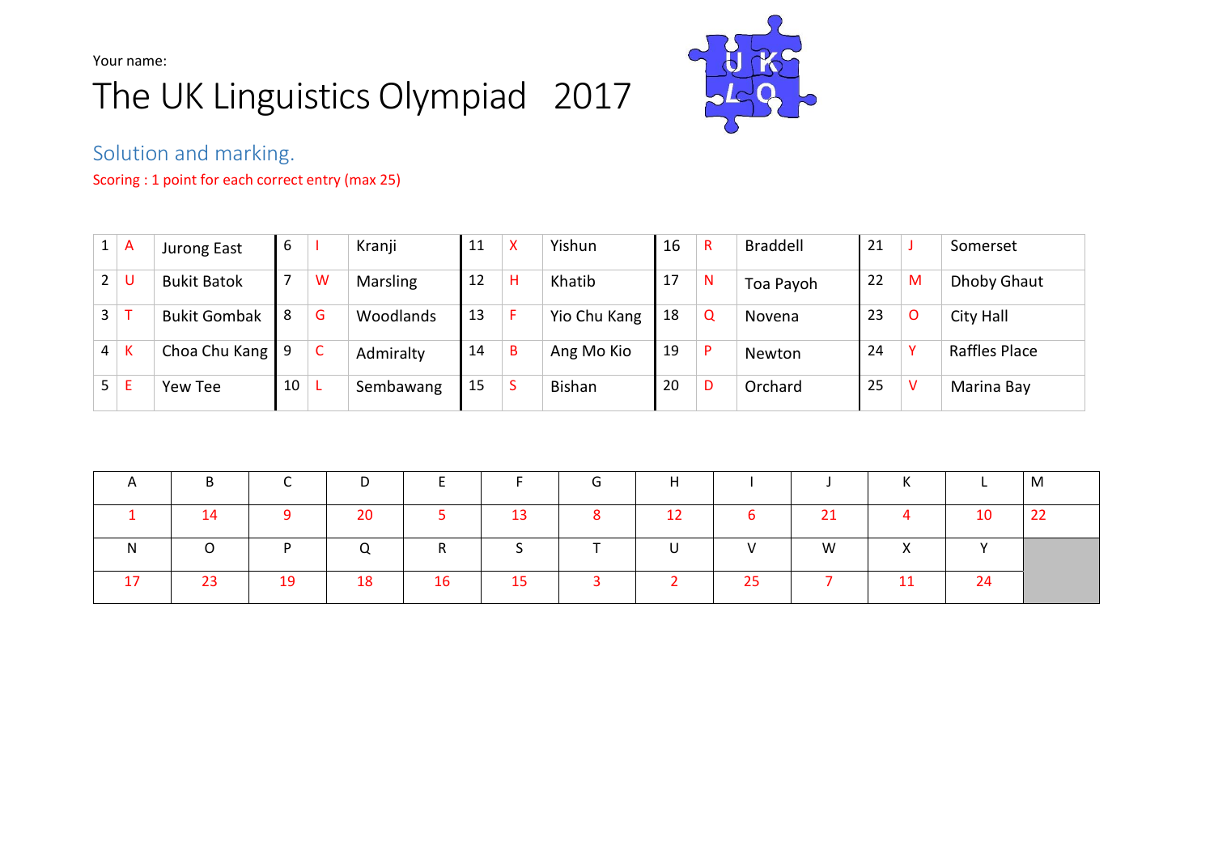Your name:

# The UK Linguistics Olympiad 2017

## Solution and marking.

Scoring : 1 point for each correct entry (max 25)

| | | | | | | | | | | | | | | |
|---|---|---|---|---|---|---|---|---|---|---|---|---|---|---|
| 1 | A | Jurong East | 6 | I | Kranji | 11 | X | Yishun | 16 | R | Braddell | 21 | J | Somerset |
| 2 | U | Bukit Batok | 7 | W | Marsling | 12 | H | Khatib | 17 | N | Toa Payoh | 22 | M | Dhoby Ghaut |
| 3 | T | Bukit Gombak | 8 | G | Woodlands | 13 | F | Yio Chu Kang | 18 | Q | Novena | 23 | O | City Hall |
| 4 | K | Choa Chu Kang | 9 | C | Admiralty | 14 | B | Ang Mo Kio | 19 | P | Newton | 24 | Y | Raffles Place |
| 5 | E | Yew Tee | 10 | L | Sembawang | 15 | S | Bishan | 20 | D | Orchard | 25 | V | Marina Bay |

| A | B | C | D | E | F | G | H | I | J | K | L | M |
|---|---|---|---|---|---|---|---|---|---|---|---|---|
| 1 | 14 | 9 | 20 | 5 | 13 | 8 | 12 | 6 | 21 | 4 | 10 | 22 |
| N | O | P | Q | R | S | T | U | V | W | X | Y | |
| 17 | 23 | 19 | 18 | 16 | 15 | 3 | 2 | 25 | 7 | 11 | 24 | |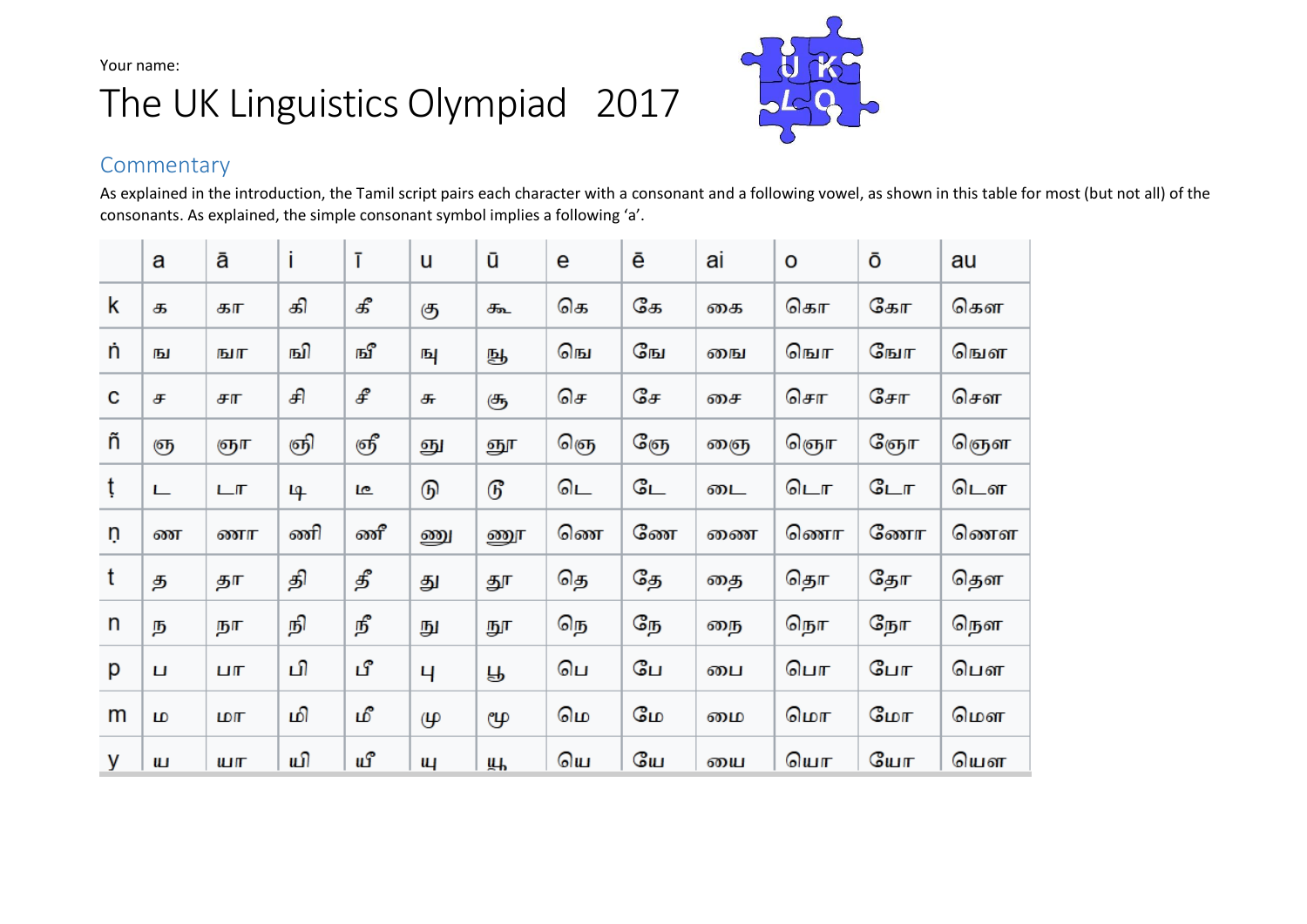Your name:

# The UK Linguistics Olympiad 2017

## Commentary

As explained in the introduction, the Tamil script pairs each character with a consonant and a following vowel, as shown in this table for most (but not all) of the consonants. As explained, the simple consonant symbol implies a following ‘a’.

| | a | ā | i | ī | u | ū | e | ē | ai | o | ō | au |
|---|---|---|---|---|---|---|---|---|---|---|---|---|
| k | க | கா | கி | கீ | கு | கூ | கெ | கே | கை | கொ | கோ | கௌ |
| ṅ | ங | ஙா | ஙி | ஙீ | ஙு | ஙூ | ஙெ | ஙே | ஙை | ஙொ | ஙோ | ஙௌ |
| c | ச | சா | சி | சீ | சு | சூ | செ | சே | சை | சொ | சோ | சௌ |
| ñ | ஞ | ஞா | ஞி | ஞீ | ஞு | ஞூ | ஞெ | ஞே | ஞை | ஞொ | ஞோ | ஞௌ |
| ṭ | ட | டா | டி | டீ | டு | டூ | டெ | டே | டை | டொ | டோ | டௌ |
| ṇ | ண | ணா | ணி | ணீ | ணு | ணூ | ணெ | ணே | ணை | ணொ | ணோ | ணௌ |
| t | த | தா | தி | தீ | து | தூ | தெ | தே | தை | தொ | தோ | தௌ |
| n | ந | நா | நி | நீ | நு | நூ | நெ | நே | நை | நொ | நோ | நௌ |
| p | ப | பா | பி | பீ | பு | பூ | பெ | பே | பை | பொ | போ | பௌ |
| m | ம | மா | மி | மீ | மு | மூ | மெ | மே | மை | மொ | மோ | மௌ |
| y | ய | யா | யி | யீ | யு | யூ | யெ | யே | யை | யொ | யோ | யௌ |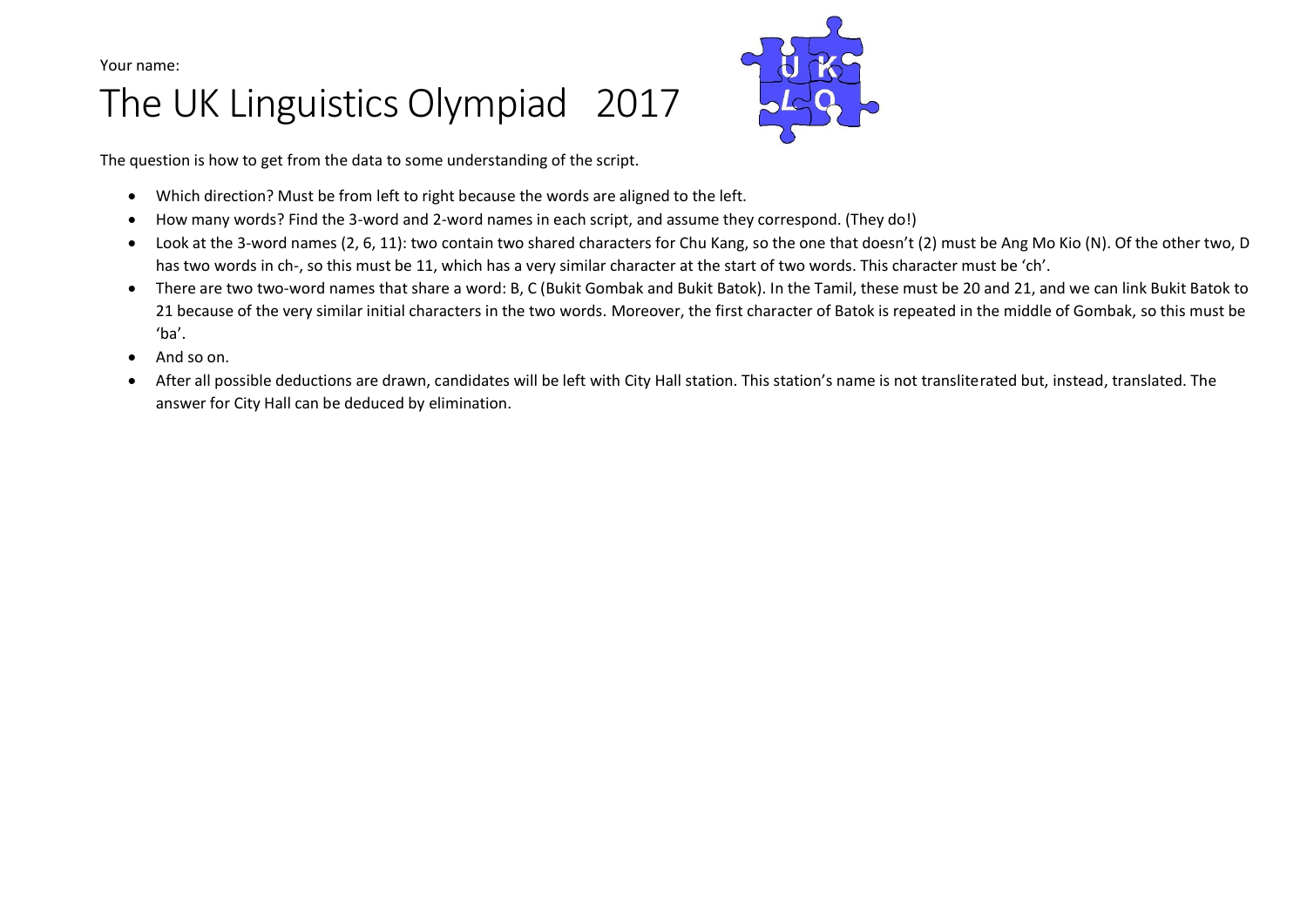The question is how to get from the data to some understanding of the script.

- Which direction? Must be from left to right because the words are aligned to the left.
- How many words? Find the 3-word and 2-word names in each script, and assume they correspond. (They do!)
- Look at the 3-word names (2, 6, 11): two contain two shared characters for Chu Kang, so the one that doesn't (2) must be Ang Mo Kio (N). Of the other two, D has two words in ch-, so this must be 11, which has a very similar character at the start of two words. This character must be 'ch'.
- There are two two-word names that share a word: B, C (Bukit Gombak and Bukit Batok). In the Tamil, these must be 20 and 21, and we can link Bukit Batok to 21 because of the very similar initial characters in the two words. Moreover, the first character of Batok is repeated in the middle of Gombak, so this must be 'ba'.
- And so on.
- After all possible deductions are drawn, candidates will be left with City Hall station. This station's name is not transliterated but, instead, translated. The answer for City Hall can be deduced by elimination.